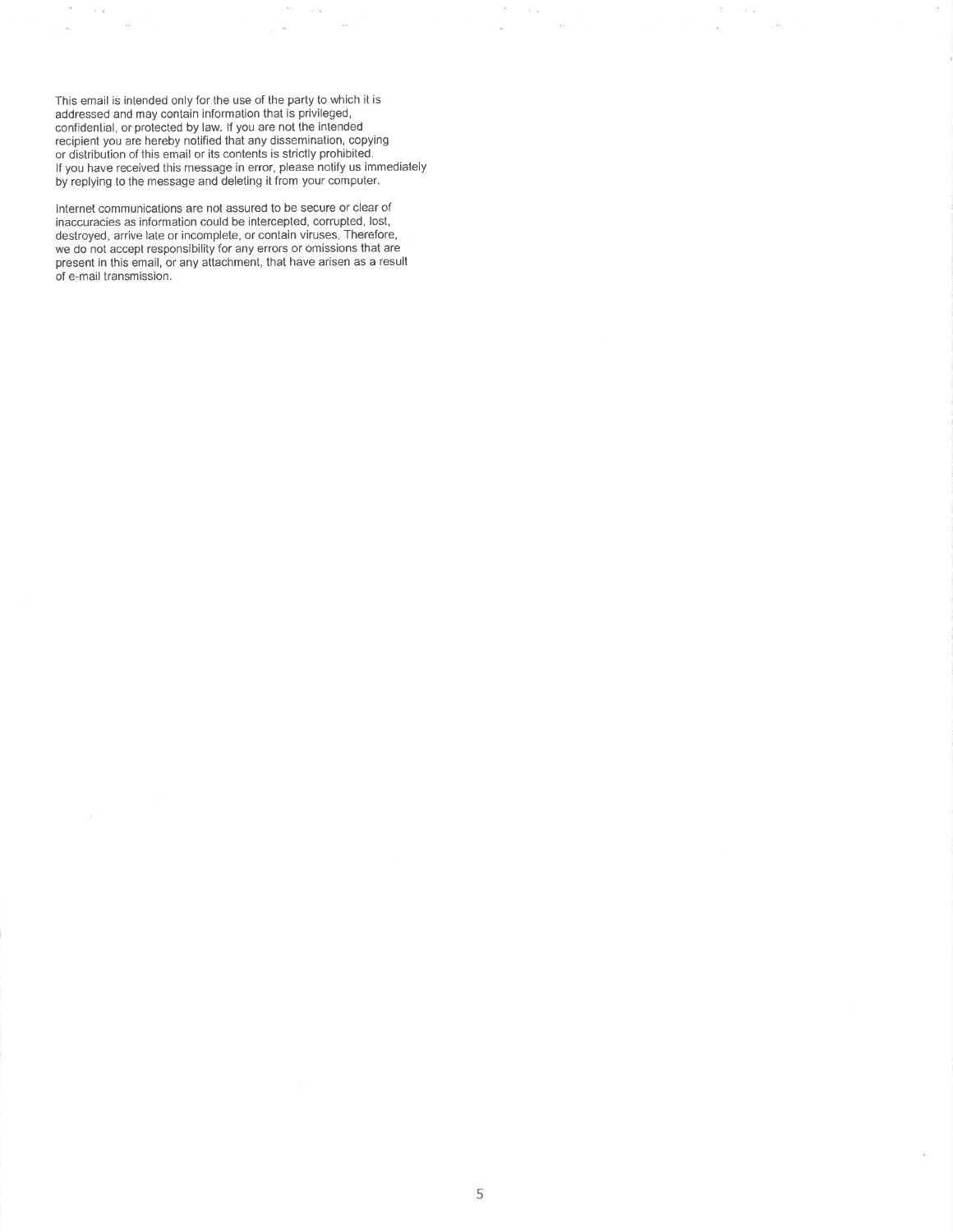This email is intended only for the use of the party to which it is addressed and may contain information that is privileged, confidential, or protected by law. If you are not the intended recipient you are hereby notified that any dissemination, copying or distribution of this email or its contents is strictly prohibited. If you have received this message in error, please notify us immediately by replying to the message and deleting it from your computer.

Internet communications are not assured to be secure or clear of inaccuracies as information could be intercepted, corrupted, lost, destroyed, arrive late or incomplete, or contain viruses. Therefore, we do not accept responsibility for any errors or omissions that are present in this email, or any attachment, that have arisen as a result of e-mail transmission.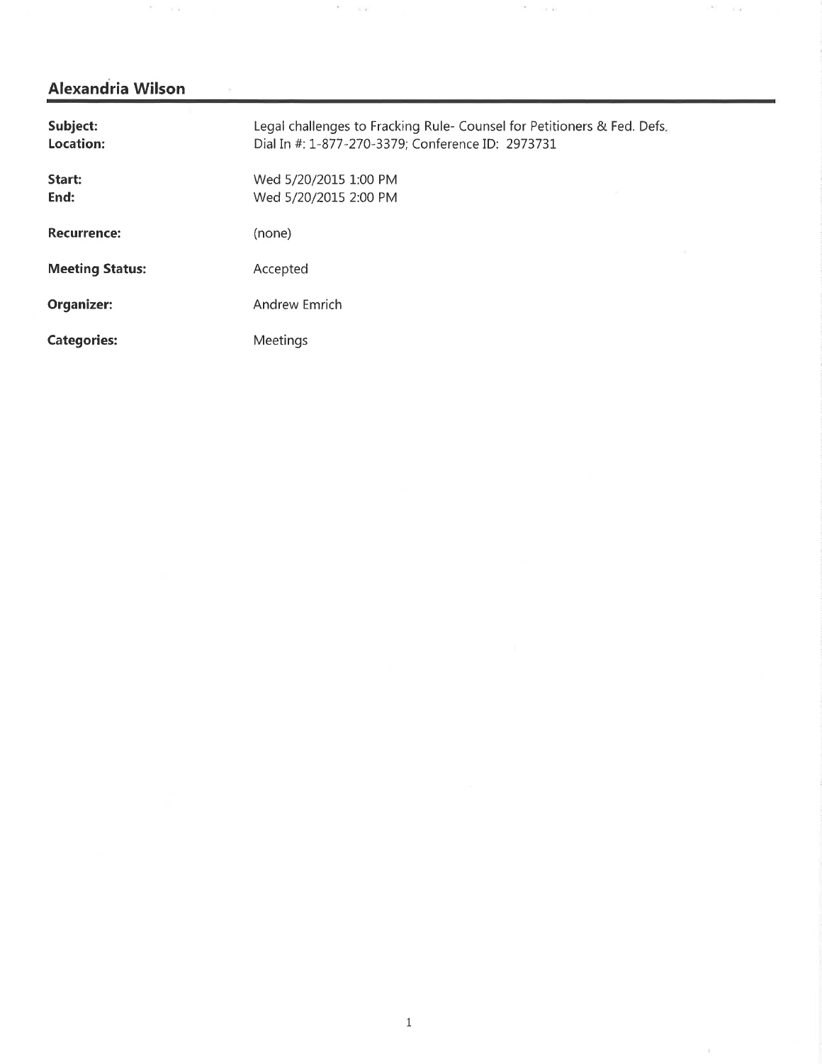## Alexandria Wilson

| | |
|---|---|
| **Subject:** | Legal challenges to Fracking Rule- Counsel for Petitioners & Fed. Defs. |
| **Location:** | Dial In #: 1-877-270-3379; Conference ID: 2973731 |
| **Start:** | Wed 5/20/2015 1:00 PM |
| **End:** | Wed 5/20/2015 2:00 PM |
| **Recurrence:** | (none) |
| **Meeting Status:** | Accepted |
| **Organizer:** | Andrew Emrich |
| **Categories:** | Meetings |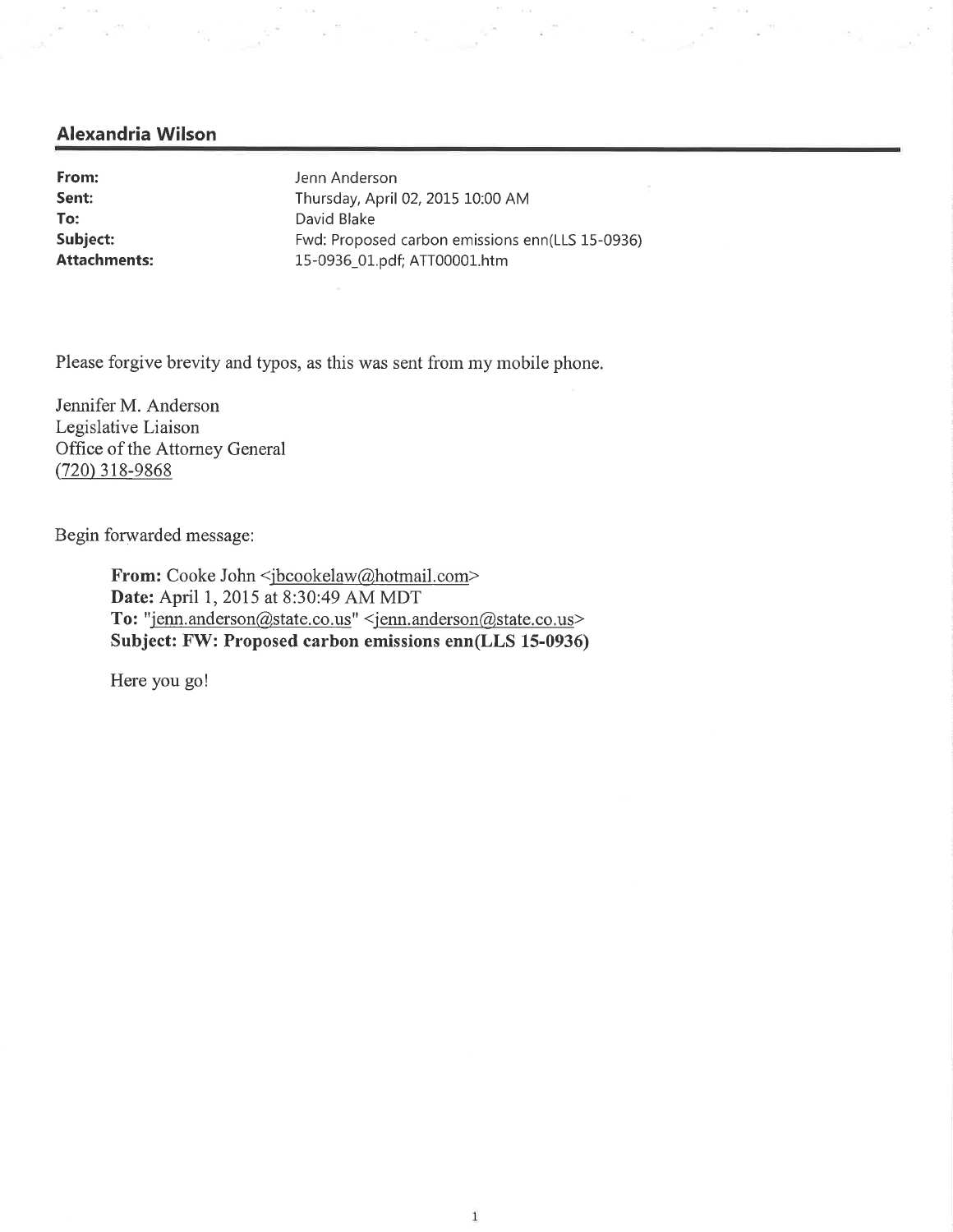## Alexandria Wilson

| | |
|---|---|
| **From:** | Jenn Anderson |
| **Sent:** | Thursday, April 02, 2015 10:00 AM |
| **To:** | David Blake |
| **Subject:** | Fwd: Proposed carbon emissions enn(LLS 15-0936) |
| **Attachments:** | 15-0936_01.pdf; ATT00001.htm |

Please forgive brevity and typos, as this was sent from my mobile phone.

Jennifer M. Anderson
Legislative Liaison
Office of the Attorney General
(720) 318-9868

Begin forwarded message:

> **From:** Cooke John <jbcookelaw@hotmail.com>
> **Date:** April 1, 2015 at 8:30:49 AM MDT
> **To:** "jenn.anderson@state.co.us" <jenn.anderson@state.co.us>
> **Subject: FW: Proposed carbon emissions enn(LLS 15-0936)**
>
> Here you go!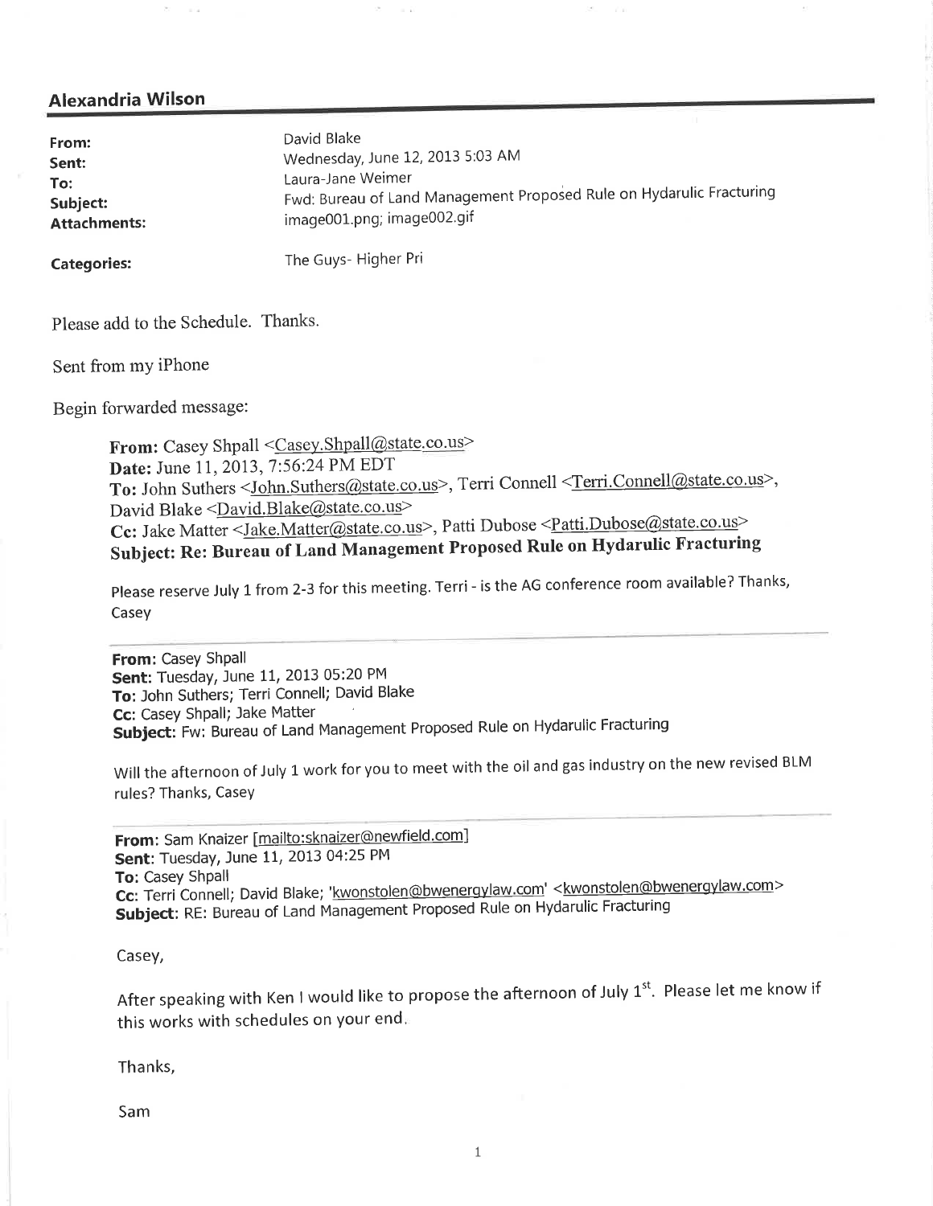## Alexandria Wilson

| | |
|---|---|
| **From:** | David Blake |
| **Sent:** | Wednesday, June 12, 2013 5:03 AM |
| **To:** | Laura-Jane Weimer |
| **Subject:** | Fwd: Bureau of Land Management Proposed Rule on Hydarulic Fracturing |
| **Attachments:** | image001.png; image002.gif |
| **Categories:** | The Guys- Higher Pri |

Please add to the Schedule. Thanks.

Sent from my iPhone

Begin forwarded message:

> **From:** Casey Shpall <Casey.Shpall@state.co.us>
> **Date:** June 11, 2013, 7:56:24 PM EDT
> **To:** John Suthers <John.Suthers@state.co.us>, Terri Connell <Terri.Connell@state.co.us>, David Blake <David.Blake@state.co.us>
> **Cc:** Jake Matter <Jake.Matter@state.co.us>, Patti Dubose <Patti.Dubose@state.co.us>
> **Subject: Re: Bureau of Land Management Proposed Rule on Hydarulic Fracturing**
>
> Please reserve July 1 from 2-3 for this meeting. Terri - is the AG conference room available? Thanks, Casey
>
> ---
>
> **From:** Casey Shpall
> **Sent:** Tuesday, June 11, 2013 05:20 PM
> **To:** John Suthers; Terri Connell; David Blake
> **Cc:** Casey Shpall; Jake Matter
> **Subject:** Fw: Bureau of Land Management Proposed Rule on Hydarulic Fracturing
>
> Will the afternoon of July 1 work for you to meet with the oil and gas industry on the new revised BLM rules? Thanks, Casey
>
> ---
>
> **From:** Sam Knaizer [mailto:sknaizer@newfield.com]
> **Sent:** Tuesday, June 11, 2013 04:25 PM
> **To:** Casey Shpall
> **Cc:** Terri Connell; David Blake; 'kwonstolen@bwenergylaw.com' <kwonstolen@bwenergylaw.com>
> **Subject:** RE: Bureau of Land Management Proposed Rule on Hydarulic Fracturing
>
> Casey,
>
> After speaking with Ken I would like to propose the afternoon of July 1st. Please let me know if this works with schedules on your end.
>
> Thanks,
>
> Sam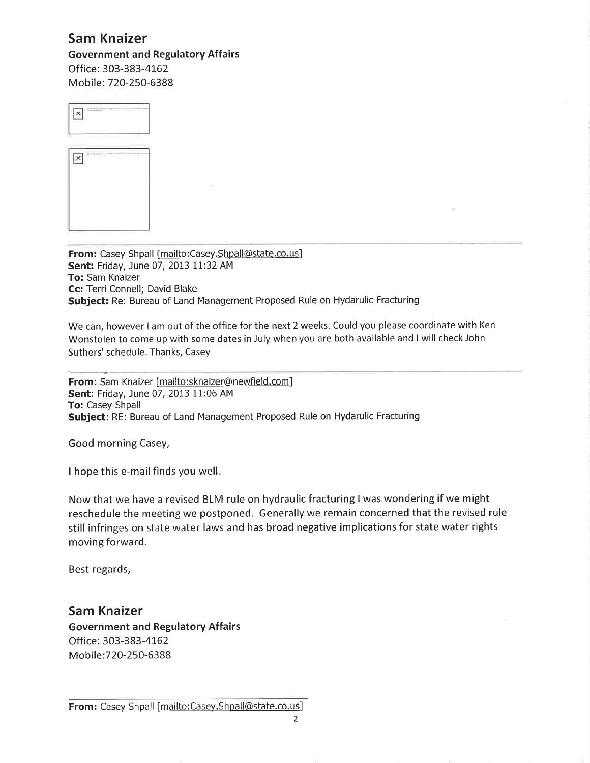## Sam Knaizer

**Government and Regulatory Affairs**
Office: 303-383-4162
Mobile: 720-250-6388

---

**From:** Casey Shpall [mailto:Casey.Shpall@state.co.us]
**Sent:** Friday, June 07, 2013 11:32 AM
**To:** Sam Knaizer
**Cc:** Terri Connell; David Blake
**Subject:** Re: Bureau of Land Management Proposed Rule on Hydarulic Fracturing

We can, however I am out of the office for the next 2 weeks. Could you please coordinate with Ken Wonstolen to come up with some dates in July when you are both available and I will check John Suthers' schedule. Thanks, Casey

---

**From:** Sam Knaizer [mailto:sknaizer@newfield.com]
**Sent:** Friday, June 07, 2013 11:06 AM
**To:** Casey Shpall
**Subject:** RE: Bureau of Land Management Proposed Rule on Hydarulic Fracturing

Good morning Casey,

I hope this e-mail finds you well.

Now that we have a revised BLM rule on hydraulic fracturing I was wondering if we might reschedule the meeting we postponed. Generally we remain concerned that the revised rule still infringes on state water laws and has broad negative implications for state water rights moving forward.

Best regards,

## Sam Knaizer

**Government and Regulatory Affairs**
Office: 303-383-4162
Mobile:720-250-6388

---

**From:** Casey Shpall [mailto:Casey.Shpall@state.co.us]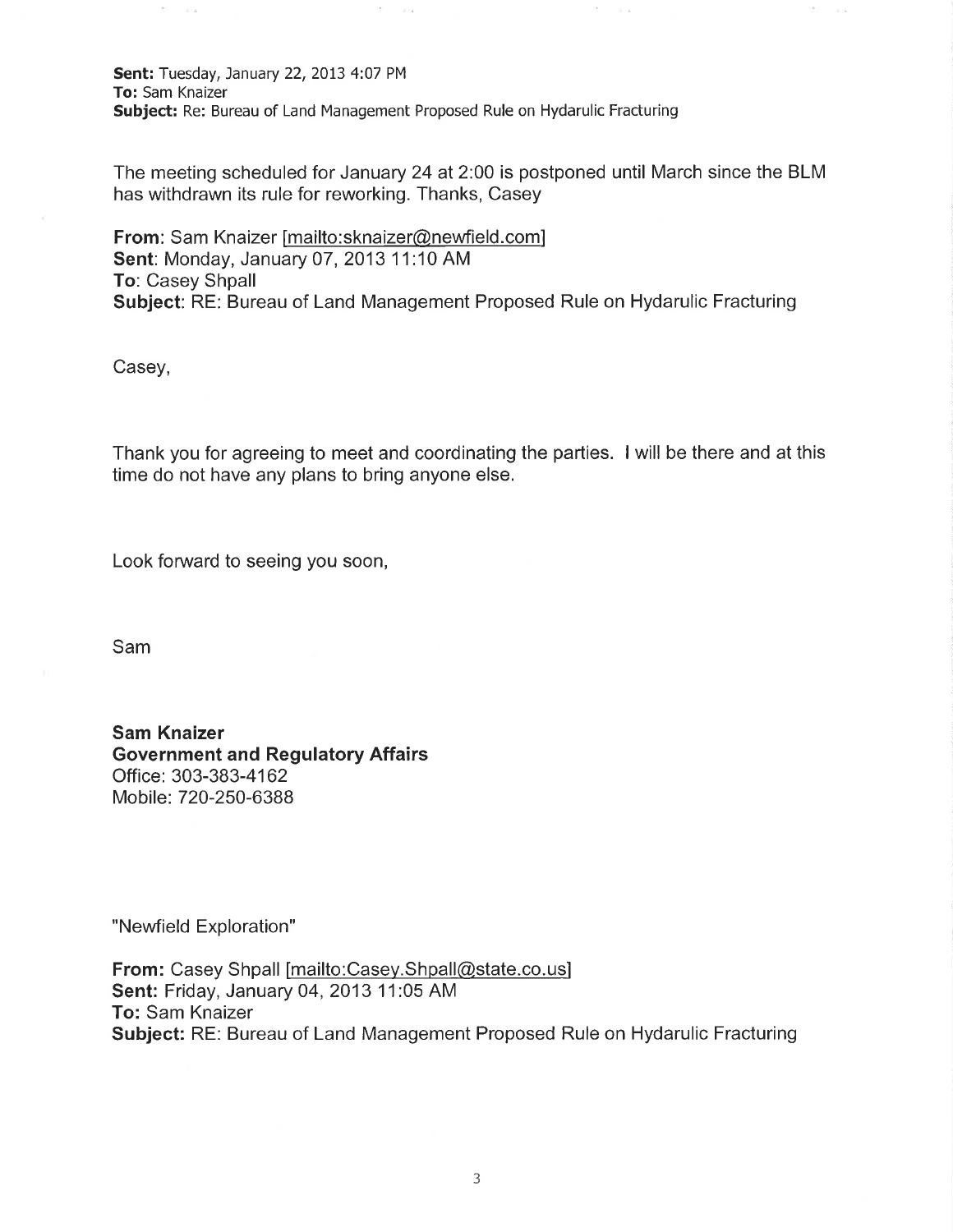**Sent:** Tuesday, January 22, 2013 4:07 PM
**To:** Sam Knaizer
**Subject:** Re: Bureau of Land Management Proposed Rule on Hydarulic Fracturing

The meeting scheduled for January 24 at 2:00 is postponed until March since the BLM has withdrawn its rule for reworking. Thanks, Casey

**From**: Sam Knaizer [mailto:sknaizer@newfield.com]
**Sent**: Monday, January 07, 2013 11:10 AM
**To**: Casey Shpall
**Subject**: RE: Bureau of Land Management Proposed Rule on Hydarulic Fracturing

Casey,

Thank you for agreeing to meet and coordinating the parties. I will be there and at this time do not have any plans to bring anyone else.

Look forward to seeing you soon,

Sam

**Sam Knaizer**
**Government and Regulatory Affairs**
Office: 303-383-4162
Mobile: 720-250-6388

"Newfield Exploration"

**From:** Casey Shpall [mailto:Casey.Shpall@state.co.us]
**Sent:** Friday, January 04, 2013 11:05 AM
**To:** Sam Knaizer
**Subject:** RE: Bureau of Land Management Proposed Rule on Hydarulic Fracturing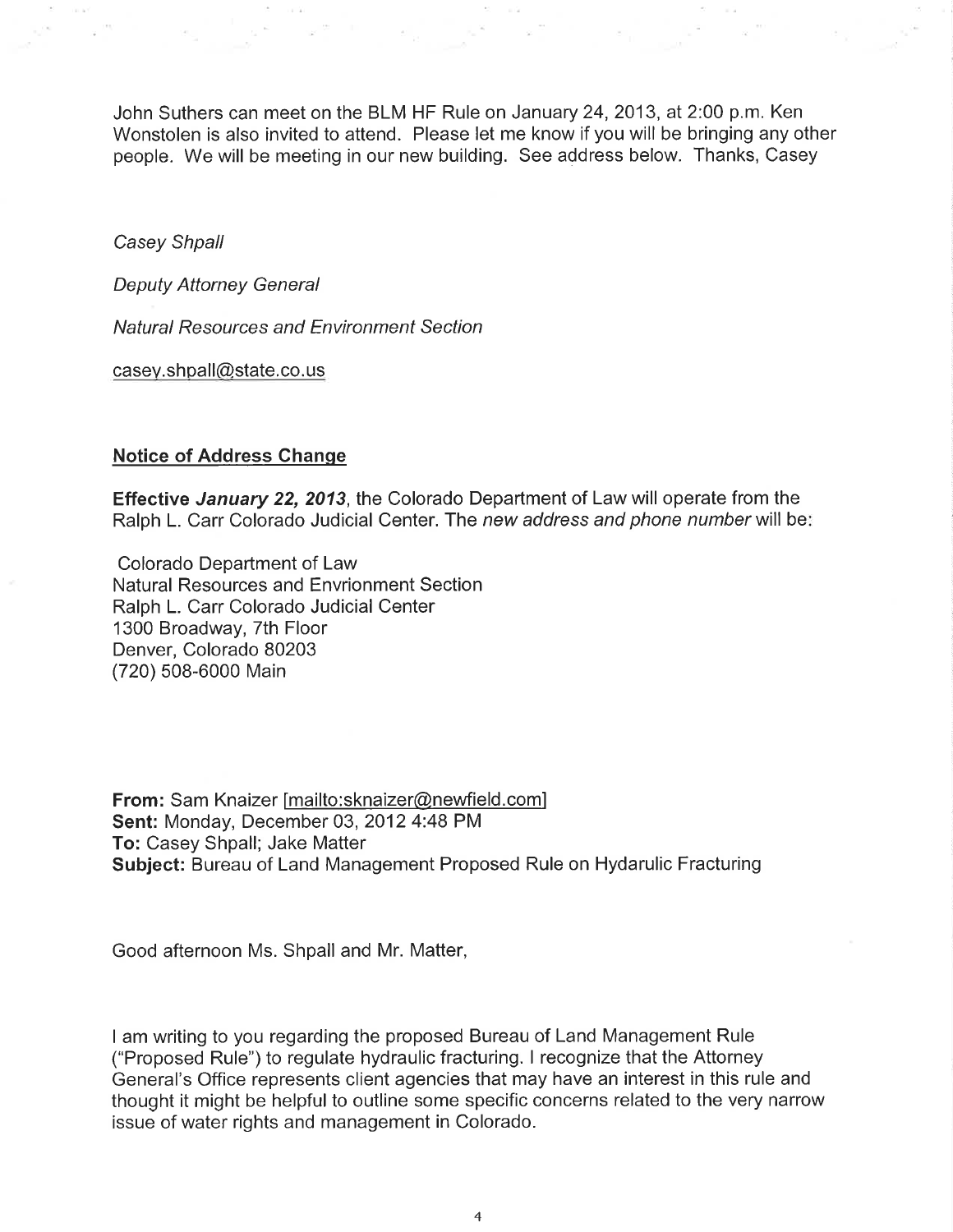John Suthers can meet on the BLM HF Rule on January 24, 2013, at 2:00 p.m. Ken Wonstolen is also invited to attend. Please let me know if you will be bringing any other people. We will be meeting in our new building. See address below. Thanks, Casey

*Casey Shpall*

*Deputy Attorney General*

*Natural Resources and Environment Section*

casey.shpall@state.co.us

**Notice of Address Change**

**Effective *January 22, 2013***, the Colorado Department of Law will operate from the Ralph L. Carr Colorado Judicial Center. The *new address and phone number* will be:

Colorado Department of Law
Natural Resources and Envrionment Section
Ralph L. Carr Colorado Judicial Center
1300 Broadway, 7th Floor
Denver, Colorado 80203
(720) 508-6000 Main

**From:** Sam Knaizer [mailto:sknaizer@newfield.com]
**Sent:** Monday, December 03, 2012 4:48 PM
**To:** Casey Shpall; Jake Matter
**Subject:** Bureau of Land Management Proposed Rule on Hydarulic Fracturing

Good afternoon Ms. Shpall and Mr. Matter,

I am writing to you regarding the proposed Bureau of Land Management Rule ("Proposed Rule") to regulate hydraulic fracturing. I recognize that the Attorney General's Office represents client agencies that may have an interest in this rule and thought it might be helpful to outline some specific concerns related to the very narrow issue of water rights and management in Colorado.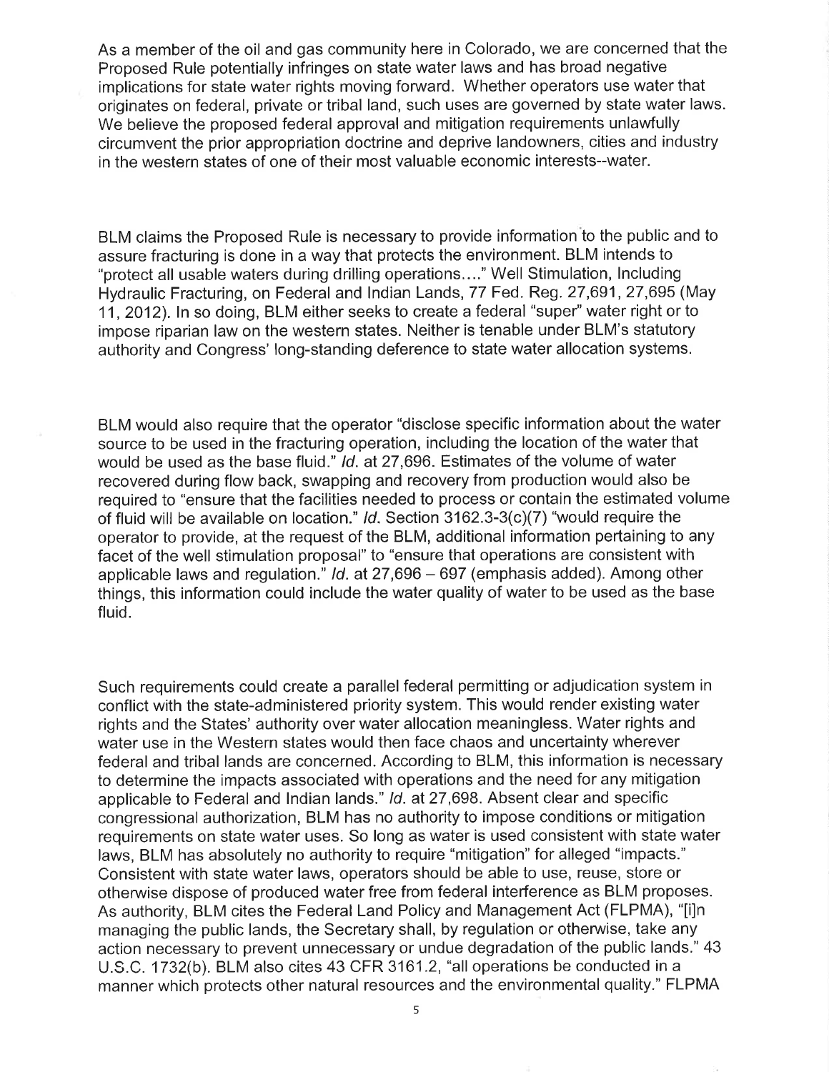As a member of the oil and gas community here in Colorado, we are concerned that the Proposed Rule potentially infringes on state water laws and has broad negative implications for state water rights moving forward. Whether operators use water that originates on federal, private or tribal land, such uses are governed by state water laws. We believe the proposed federal approval and mitigation requirements unlawfully circumvent the prior appropriation doctrine and deprive landowners, cities and industry in the western states of one of their most valuable economic interests--water.

BLM claims the Proposed Rule is necessary to provide information to the public and to assure fracturing is done in a way that protects the environment. BLM intends to "protect all usable waters during drilling operations…." Well Stimulation, Including Hydraulic Fracturing, on Federal and Indian Lands, 77 Fed. Reg. 27,691, 27,695 (May 11, 2012). In so doing, BLM either seeks to create a federal "super" water right or to impose riparian law on the western states. Neither is tenable under BLM's statutory authority and Congress' long-standing deference to state water allocation systems.

BLM would also require that the operator "disclose specific information about the water source to be used in the fracturing operation, including the location of the water that would be used as the base fluid." *Id.* at 27,696. Estimates of the volume of water recovered during flow back, swapping and recovery from production would also be required to "ensure that the facilities needed to process or contain the estimated volume of fluid will be available on location." *Id.* Section 3162.3-3(c)(7) "would require the operator to provide, at the request of the BLM, additional information pertaining to any facet of the well stimulation proposal" to "ensure that operations are consistent with applicable laws and regulation." *Id.* at 27,696 – 697 (emphasis added). Among other things, this information could include the water quality of water to be used as the base fluid.

Such requirements could create a parallel federal permitting or adjudication system in conflict with the state-administered priority system. This would render existing water rights and the States' authority over water allocation meaningless. Water rights and water use in the Western states would then face chaos and uncertainty wherever federal and tribal lands are concerned. According to BLM, this information is necessary to determine the impacts associated with operations and the need for any mitigation applicable to Federal and Indian lands." *Id.* at 27,698. Absent clear and specific congressional authorization, BLM has no authority to impose conditions or mitigation requirements on state water uses. So long as water is used consistent with state water laws, BLM has absolutely no authority to require "mitigation" for alleged "impacts." Consistent with state water laws, operators should be able to use, reuse, store or otherwise dispose of produced water free from federal interference as BLM proposes. As authority, BLM cites the Federal Land Policy and Management Act (FLPMA), "[i]n managing the public lands, the Secretary shall, by regulation or otherwise, take any action necessary to prevent unnecessary or undue degradation of the public lands." 43 U.S.C. 1732(b). BLM also cites 43 CFR 3161.2, "all operations be conducted in a manner which protects other natural resources and the environmental quality." FLPMA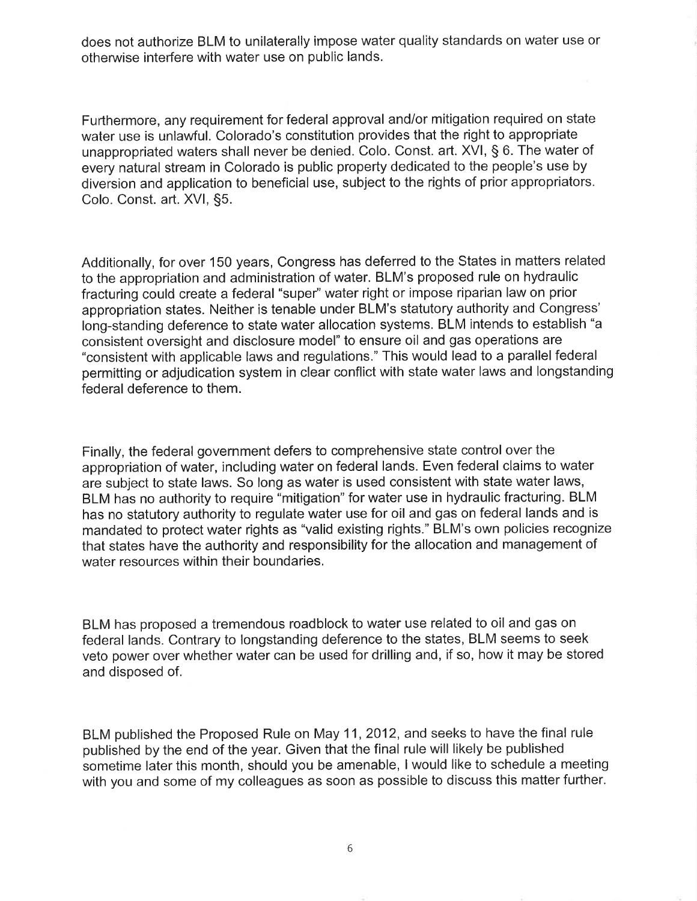does not authorize BLM to unilaterally impose water quality standards on water use or otherwise interfere with water use on public lands.

Furthermore, any requirement for federal approval and/or mitigation required on state water use is unlawful. Colorado's constitution provides that the right to appropriate unappropriated waters shall never be denied. Colo. Const. art. XVI, § 6. The water of every natural stream in Colorado is public property dedicated to the people's use by diversion and application to beneficial use, subject to the rights of prior appropriators. Colo. Const. art. XVI, §5.

Additionally, for over 150 years, Congress has deferred to the States in matters related to the appropriation and administration of water. BLM's proposed rule on hydraulic fracturing could create a federal "super" water right or impose riparian law on prior appropriation states. Neither is tenable under BLM's statutory authority and Congress' long-standing deference to state water allocation systems. BLM intends to establish "a consistent oversight and disclosure model" to ensure oil and gas operations are "consistent with applicable laws and regulations." This would lead to a parallel federal permitting or adjudication system in clear conflict with state water laws and longstanding federal deference to them.

Finally, the federal government defers to comprehensive state control over the appropriation of water, including water on federal lands. Even federal claims to water are subject to state laws. So long as water is used consistent with state water laws, BLM has no authority to require "mitigation" for water use in hydraulic fracturing. BLM has no statutory authority to regulate water use for oil and gas on federal lands and is mandated to protect water rights as "valid existing rights." BLM's own policies recognize that states have the authority and responsibility for the allocation and management of water resources within their boundaries.

BLM has proposed a tremendous roadblock to water use related to oil and gas on federal lands. Contrary to longstanding deference to the states, BLM seems to seek veto power over whether water can be used for drilling and, if so, how it may be stored and disposed of.

BLM published the Proposed Rule on May 11, 2012, and seeks to have the final rule published by the end of the year. Given that the final rule will likely be published sometime later this month, should you be amenable, I would like to schedule a meeting with you and some of my colleagues as soon as possible to discuss this matter further.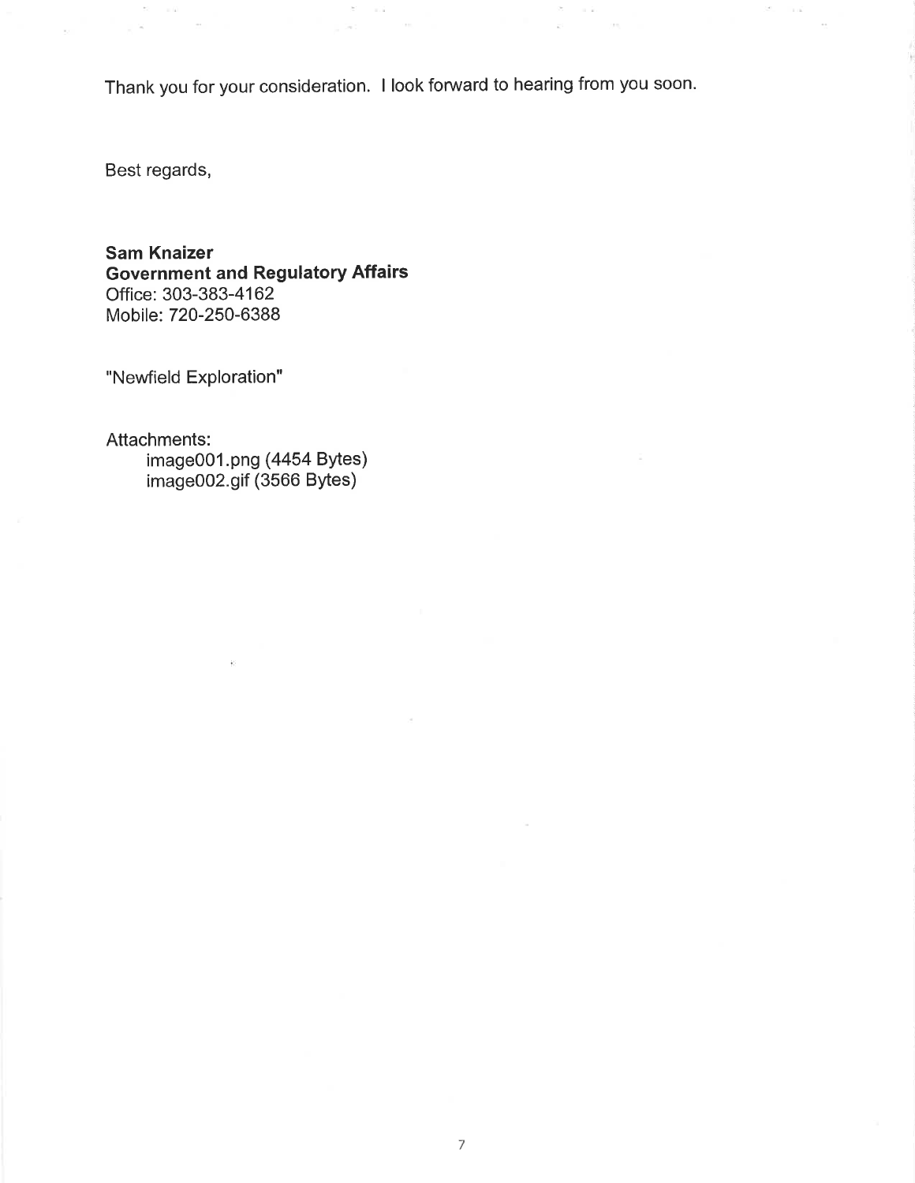Thank you for your consideration. I look forward to hearing from you soon.

Best regards,

**Sam Knaizer**
**Government and Regulatory Affairs**
Office: 303-383-4162
Mobile: 720-250-6388

"Newfield Exploration"

Attachments:
image001.png (4454 Bytes)
image002.gif (3566 Bytes)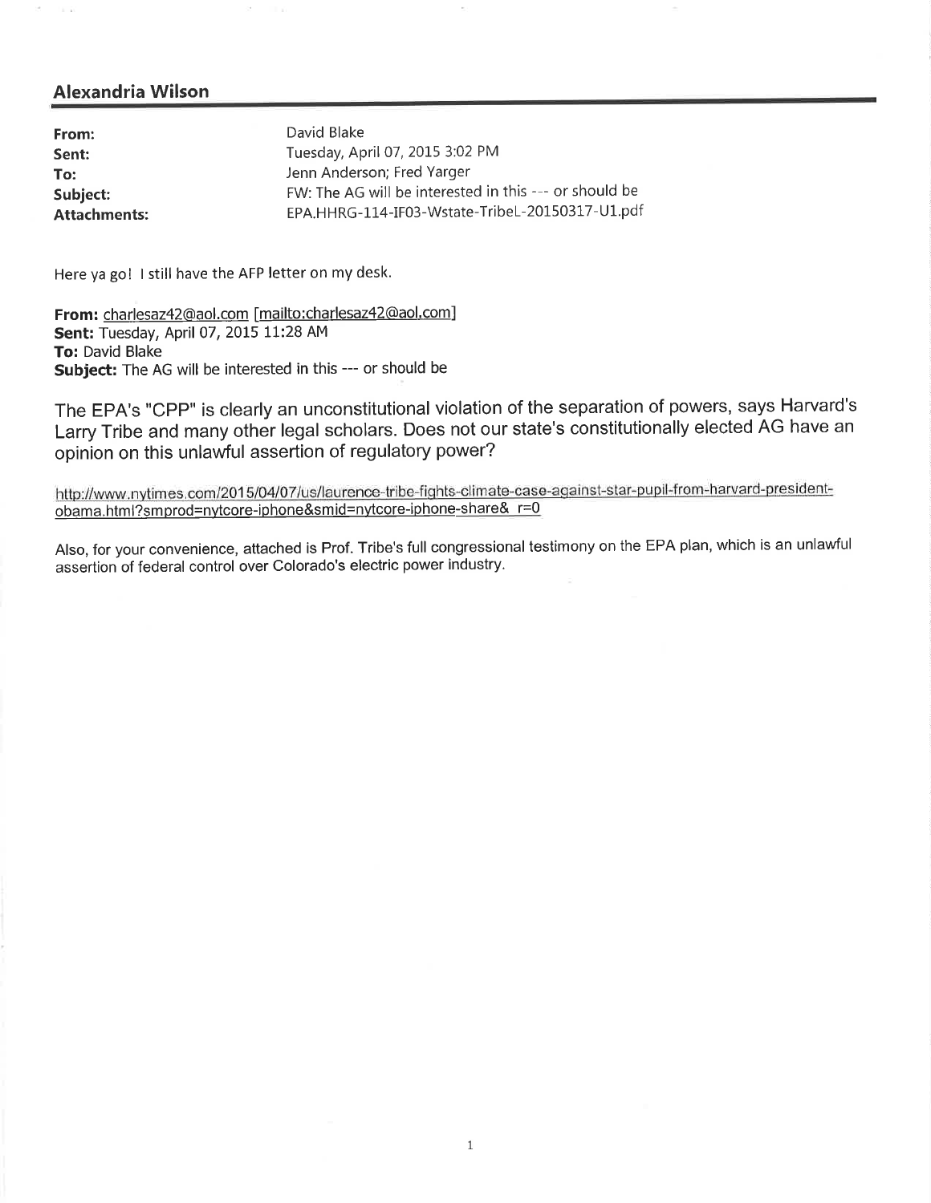## Alexandria Wilson

| | |
|---|---|
| **From:** | David Blake |
| **Sent:** | Tuesday, April 07, 2015 3:02 PM |
| **To:** | Jenn Anderson; Fred Yarger |
| **Subject:** | FW: The AG will be interested in this --- or should be |
| **Attachments:** | EPA.HHRG-114-IF03-Wstate-TribeL-20150317-U1.pdf |

Here ya go! I still have the AFP letter on my desk.

**From:** charlesaz42@aol.com [mailto:charlesaz42@aol.com]
**Sent:** Tuesday, April 07, 2015 11:28 AM
**To:** David Blake
**Subject:** The AG will be interested in this --- or should be

The EPA's "CPP" is clearly an unconstitutional violation of the separation of powers, says Harvard's Larry Tribe and many other legal scholars. Does not our state's constitutionally elected AG have an opinion on this unlawful assertion of regulatory power?

http://www.nytimes.com/2015/04/07/us/laurence-tribe-fights-climate-case-against-star-pupil-from-harvard-president-obama.html?smprod=nytcore-iphone&smid=nytcore-iphone-share&_r=0

Also, for your convenience, attached is Prof. Tribe's full congressional testimony on the EPA plan, which is an unlawful assertion of federal control over Colorado's electric power industry.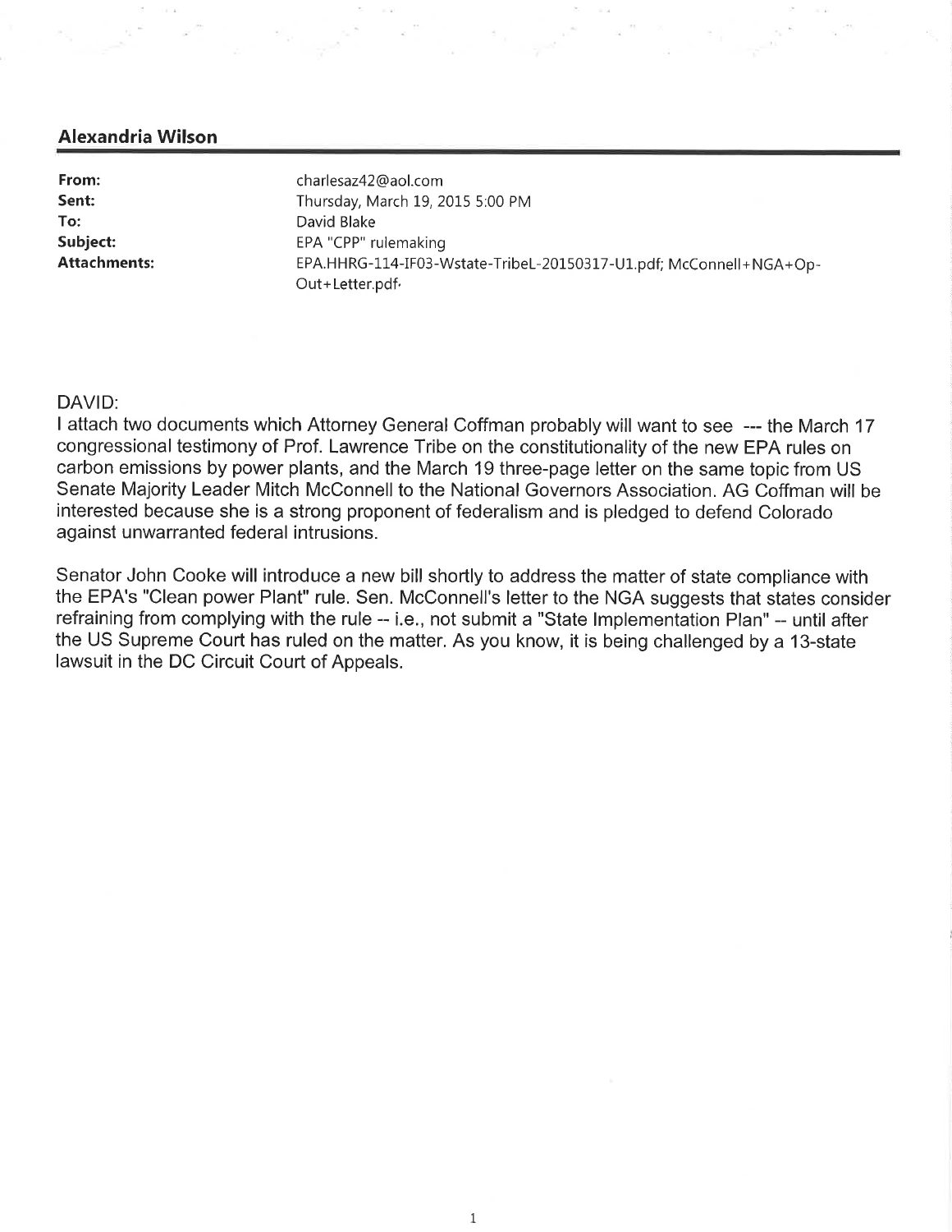## Alexandria Wilson

| | |
|---|---|
| **From:** | charlesaz42@aol.com |
| **Sent:** | Thursday, March 19, 2015 5:00 PM |
| **To:** | David Blake |
| **Subject:** | EPA "CPP" rulemaking |
| **Attachments:** | EPA.HHRG-114-IF03-Wstate-TribeL-20150317-U1.pdf; McConnell+NGA+Op-Out+Letter.pdf |

DAVID:
I attach two documents which Attorney General Coffman probably will want to see --- the March 17 congressional testimony of Prof. Lawrence Tribe on the constitutionality of the new EPA rules on carbon emissions by power plants, and the March 19 three-page letter on the same topic from US Senate Majority Leader Mitch McConnell to the National Governors Association. AG Coffman will be interested because she is a strong proponent of federalism and is pledged to defend Colorado against unwarranted federal intrusions.

Senator John Cooke will introduce a new bill shortly to address the matter of state compliance with the EPA's "Clean power Plant" rule. Sen. McConnell's letter to the NGA suggests that states consider refraining from complying with the rule -- i.e., not submit a "State Implementation Plan" -- until after the US Supreme Court has ruled on the matter. As you know, it is being challenged by a 13-state lawsuit in the DC Circuit Court of Appeals.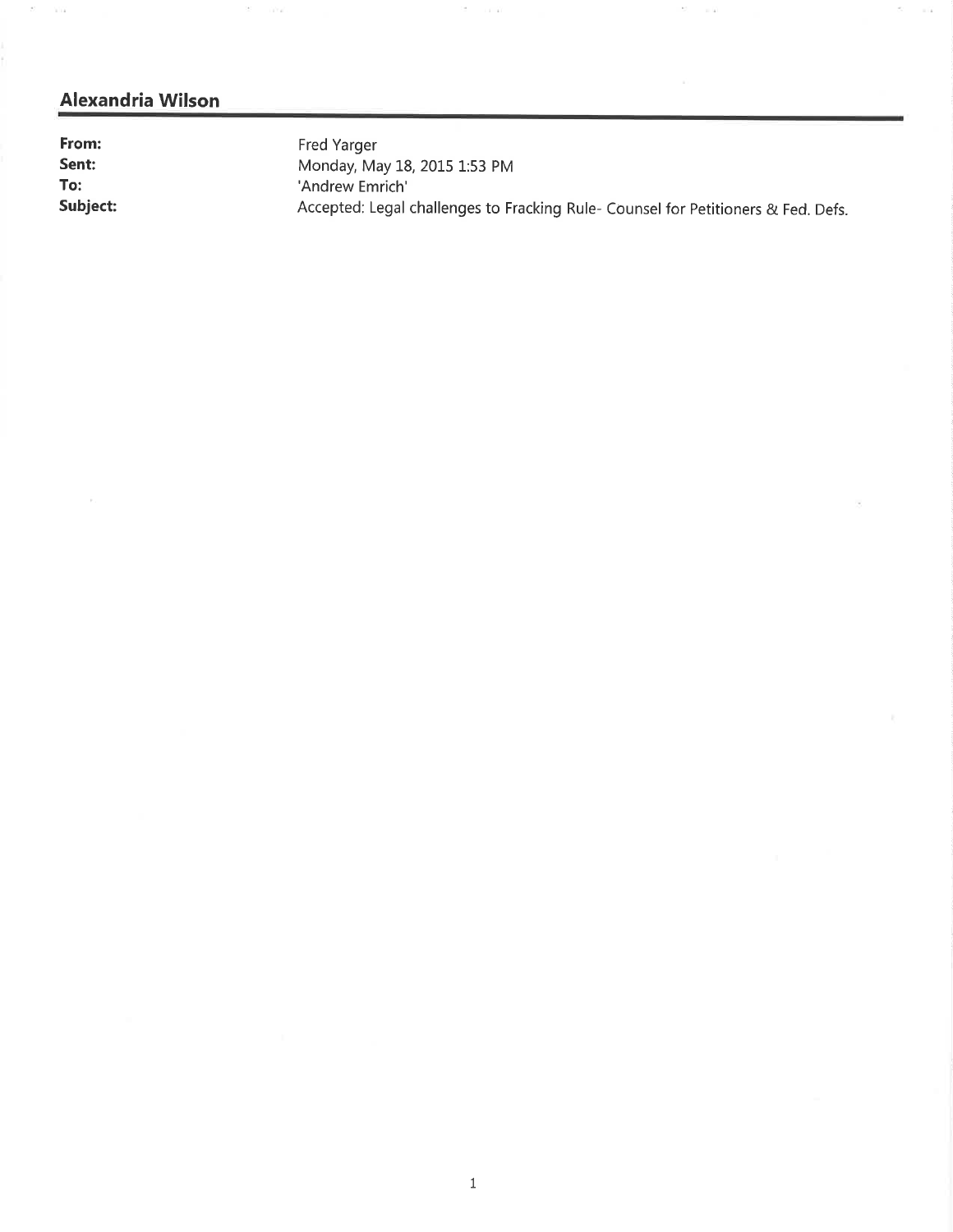## Alexandria Wilson

| | |
|---|---|
| **From:** | Fred Yarger |
| **Sent:** | Monday, May 18, 2015 1:53 PM |
| **To:** | 'Andrew Emrich' |
| **Subject:** | Accepted: Legal challenges to Fracking Rule- Counsel for Petitioners & Fed. Defs. |